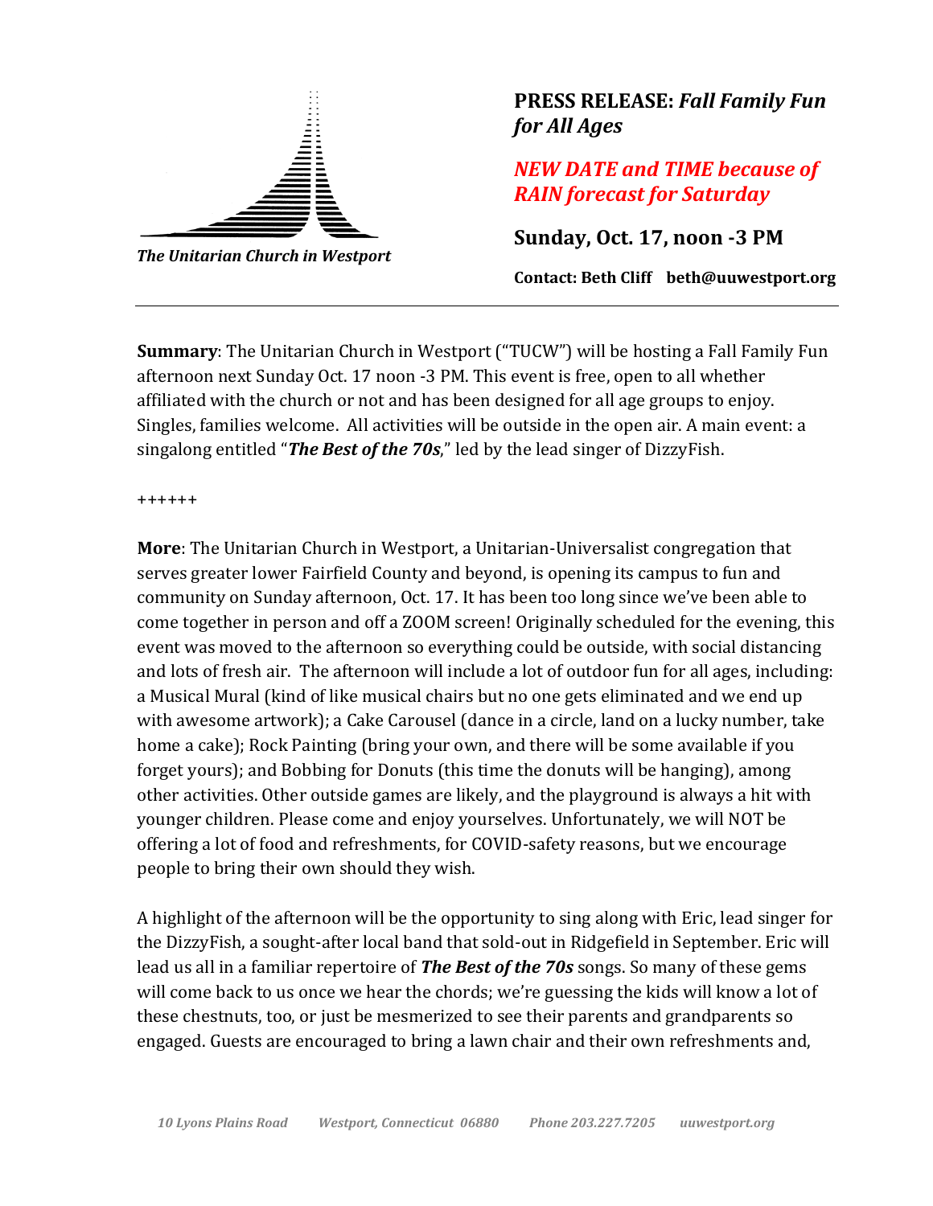*The Unitarian Church in Westport*

**PRESS RELEASE:** ***Fall Family Fun for All Ages***

***NEW DATE and TIME because of RAIN forecast for Saturday***

**Sunday, Oct. 17, noon -3 PM**

**Contact: Beth Cliff beth@uuwestport.org**

---

**Summary**: The Unitarian Church in Westport ("TUCW") will be hosting a Fall Family Fun afternoon next Sunday Oct. 17 noon -3 PM. This event is free, open to all whether affiliated with the church or not and has been designed for all age groups to enjoy. Singles, families welcome. All activities will be outside in the open air. A main event: a singalong entitled "***The Best of the 70s***," led by the lead singer of DizzyFish.

++++++

**More**: The Unitarian Church in Westport, a Unitarian-Universalist congregation that serves greater lower Fairfield County and beyond, is opening its campus to fun and community on Sunday afternoon, Oct. 17. It has been too long since we've been able to come together in person and off a ZOOM screen! Originally scheduled for the evening, this event was moved to the afternoon so everything could be outside, with social distancing and lots of fresh air. The afternoon will include a lot of outdoor fun for all ages, including: a Musical Mural (kind of like musical chairs but no one gets eliminated and we end up with awesome artwork); a Cake Carousel (dance in a circle, land on a lucky number, take home a cake); Rock Painting (bring your own, and there will be some available if you forget yours); and Bobbing for Donuts (this time the donuts will be hanging), among other activities. Other outside games are likely, and the playground is always a hit with younger children. Please come and enjoy yourselves. Unfortunately, we will NOT be offering a lot of food and refreshments, for COVID-safety reasons, but we encourage people to bring their own should they wish.

A highlight of the afternoon will be the opportunity to sing along with Eric, lead singer for the DizzyFish, a sought-after local band that sold-out in Ridgefield in September. Eric will lead us all in a familiar repertoire of ***The Best of the 70s*** songs. So many of these gems will come back to us once we hear the chords; we're guessing the kids will know a lot of these chestnuts, too, or just be mesmerized to see their parents and grandparents so engaged. Guests are encouraged to bring a lawn chair and their own refreshments and,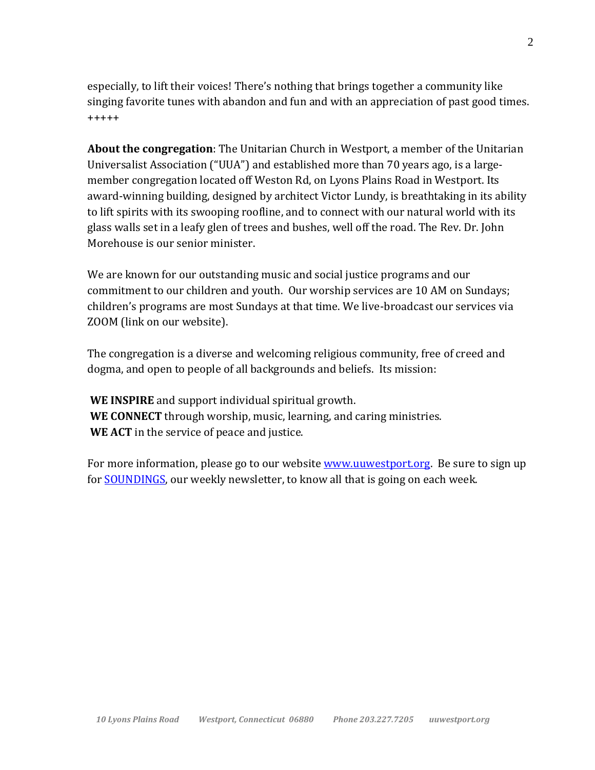especially, to lift their voices! There's nothing that brings together a community like singing favorite tunes with abandon and fun and with an appreciation of past good times.
+++++

**About the congregation**: The Unitarian Church in Westport, a member of the Unitarian Universalist Association ("UUA") and established more than 70 years ago, is a large-member congregation located off Weston Rd, on Lyons Plains Road in Westport. Its award-winning building, designed by architect Victor Lundy, is breathtaking in its ability to lift spirits with its swooping roofline, and to connect with our natural world with its glass walls set in a leafy glen of trees and bushes, well off the road. The Rev. Dr. John Morehouse is our senior minister.

We are known for our outstanding music and social justice programs and our commitment to our children and youth. Our worship services are 10 AM on Sundays; children's programs are most Sundays at that time. We live-broadcast our services via ZOOM (link on our website).

The congregation is a diverse and welcoming religious community, free of creed and dogma, and open to people of all backgrounds and beliefs. Its mission:

**WE INSPIRE** and support individual spiritual growth.
**WE CONNECT** through worship, music, learning, and caring ministries.
**WE ACT** in the service of peace and justice.

For more information, please go to our website [www.uuwestport.org](www.uuwestport.org). Be sure to sign up for [SOUNDINGS](), our weekly newsletter, to know all that is going on each week.

*10 Lyons Plains Road Westport, Connecticut 06880 Phone 203.227.7205 uuwestport.org*